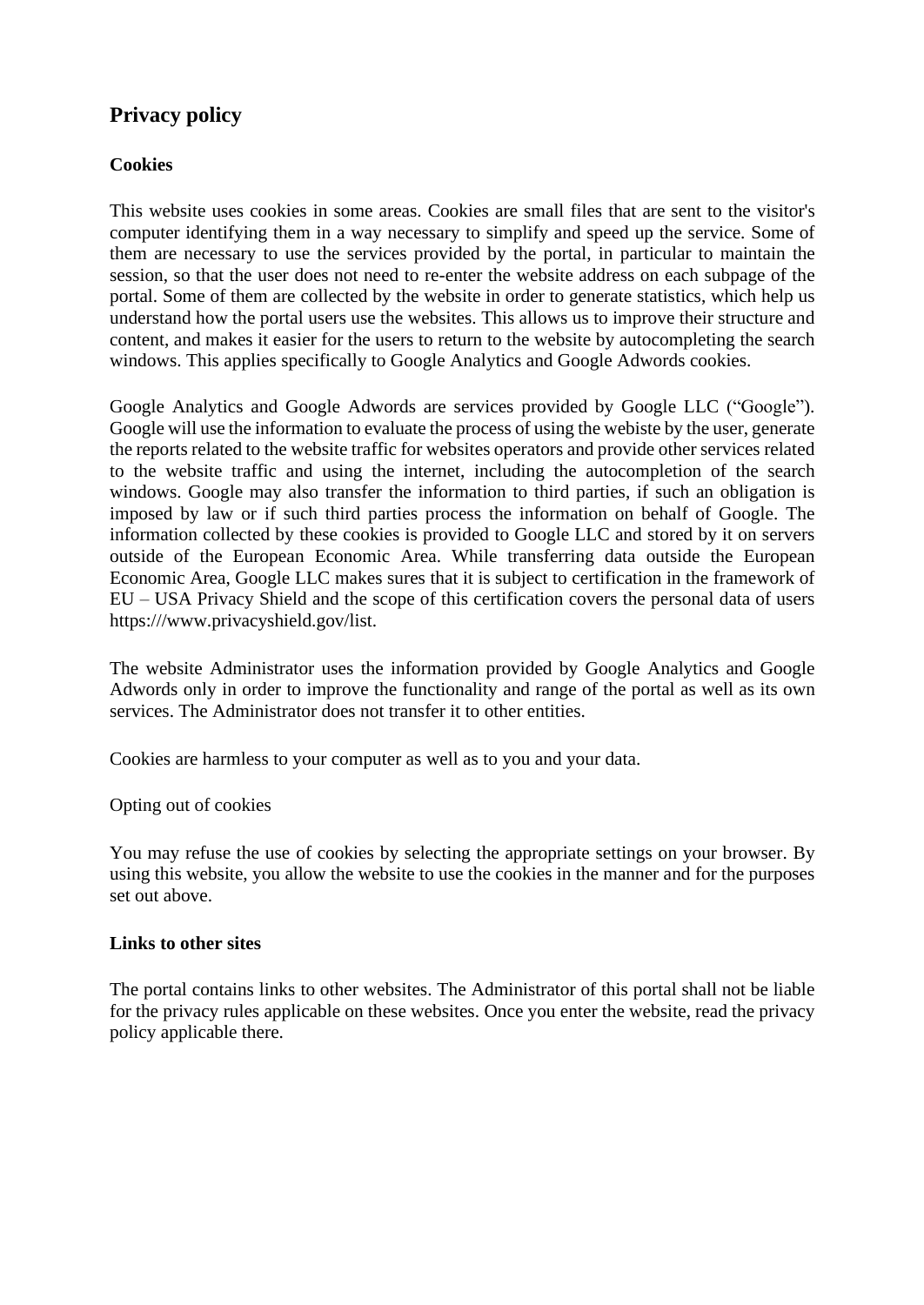## Privacy policy

### Cookies

This website uses cookies in some areas. Cookies are small files that are sent to the visitor's computer identifying them in a way necessary to simplify and speed up the service. Some of them are necessary to use the services provided by the portal, in particular to maintain the session, so that the user does not need to re-enter the website address on each subpage of the portal. Some of them are collected by the website in order to generate statistics, which help us understand how the portal users use the websites. This allows us to improve their structure and content, and makes it easier for the users to return to the website by autocompleting the search windows. This applies specifically to Google Analytics and Google Adwords cookies.

Google Analytics and Google Adwords are services provided by Google LLC ("Google"). Google will use the information to evaluate the process of using the webiste by the user, generate the reports related to the website traffic for websites operators and provide other services related to the website traffic and using the internet, including the autocompletion of the search windows. Google may also transfer the information to third parties, if such an obligation is imposed by law or if such third parties process the information on behalf of Google. The information collected by these cookies is provided to Google LLC and stored by it on servers outside of the European Economic Area. While transferring data outside the European Economic Area, Google LLC makes sures that it is subject to certification in the framework of EU – USA Privacy Shield and the scope of this certification covers the personal data of users https:///www.privacyshield.gov/list.

The website Administrator uses the information provided by Google Analytics and Google Adwords only in order to improve the functionality and range of the portal as well as its own services. The Administrator does not transfer it to other entities.

Cookies are harmless to your computer as well as to you and your data.

Opting out of cookies

You may refuse the use of cookies by selecting the appropriate settings on your browser. By using this website, you allow the website to use the cookies in the manner and for the purposes set out above.

### Links to other sites

The portal contains links to other websites. The Administrator of this portal shall not be liable for the privacy rules applicable on these websites. Once you enter the website, read the privacy policy applicable there.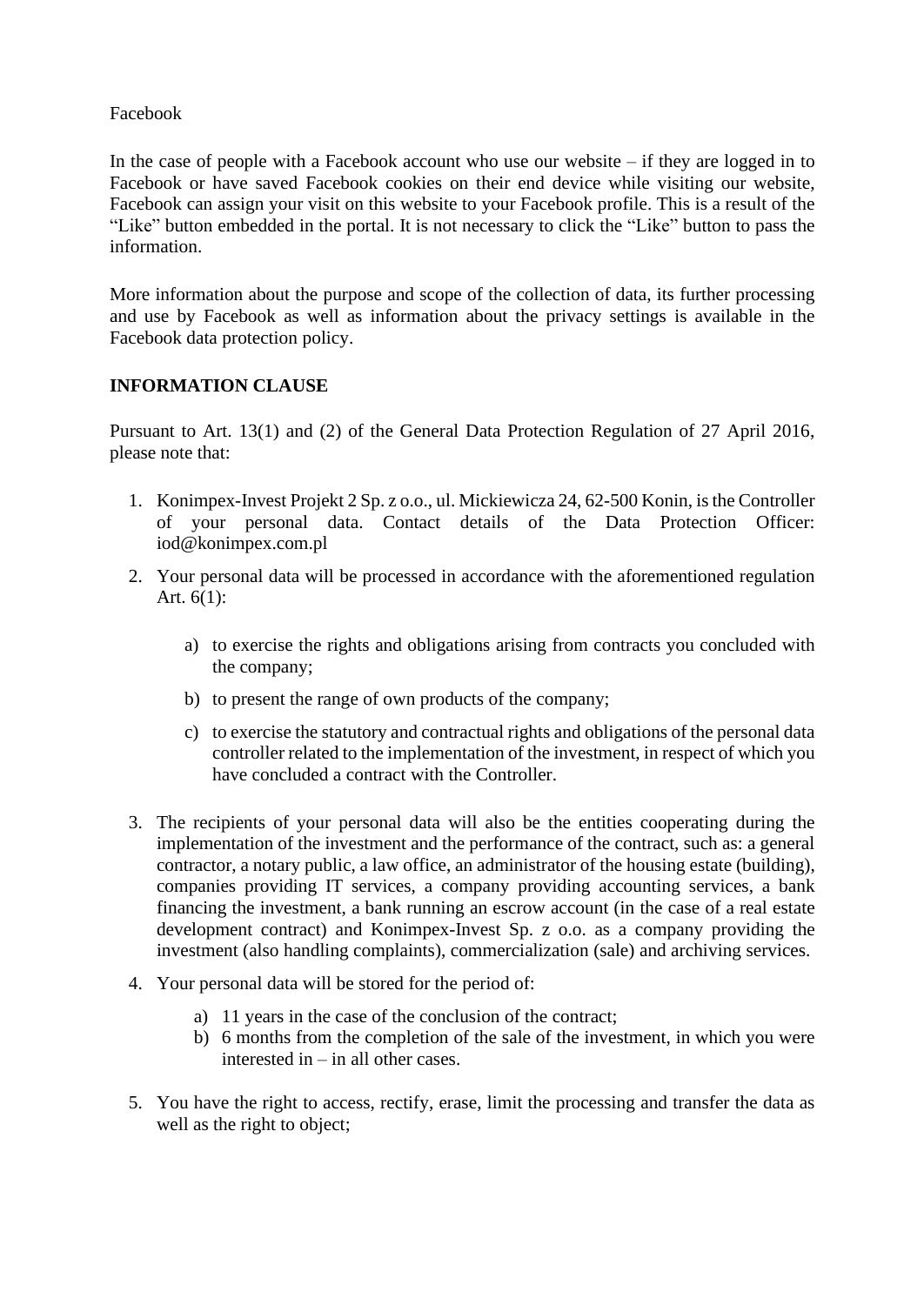Facebook

In the case of people with a Facebook account who use our website – if they are logged in to Facebook or have saved Facebook cookies on their end device while visiting our website, Facebook can assign your visit on this website to your Facebook profile. This is a result of the "Like" button embedded in the portal. It is not necessary to click the "Like" button to pass the information.

More information about the purpose and scope of the collection of data, its further processing and use by Facebook as well as information about the privacy settings is available in the Facebook data protection policy.

**INFORMATION CLAUSE**

Pursuant to Art. 13(1) and (2) of the General Data Protection Regulation of 27 April 2016, please note that:

1. Konimpex-Invest Projekt 2 Sp. z o.o., ul. Mickiewicza 24, 62-500 Konin, is the Controller of your personal data. Contact details of the Data Protection Officer: iod@konimpex.com.pl
2. Your personal data will be processed in accordance with the aforementioned regulation Art. 6(1):
   a) to exercise the rights and obligations arising from contracts you concluded with the company;
   b) to present the range of own products of the company;
   c) to exercise the statutory and contractual rights and obligations of the personal data controller related to the implementation of the investment, in respect of which you have concluded a contract with the Controller.
3. The recipients of your personal data will also be the entities cooperating during the implementation of the investment and the performance of the contract, such as: a general contractor, a notary public, a law office, an administrator of the housing estate (building), companies providing IT services, a company providing accounting services, a bank financing the investment, a bank running an escrow account (in the case of a real estate development contract) and Konimpex-Invest Sp. z o.o. as a company providing the investment (also handling complaints), commercialization (sale) and archiving services.
4. Your personal data will be stored for the period of:
   a) 11 years in the case of the conclusion of the contract;
   b) 6 months from the completion of the sale of the investment, in which you were interested in – in all other cases.
5. You have the right to access, rectify, erase, limit the processing and transfer the data as well as the right to object;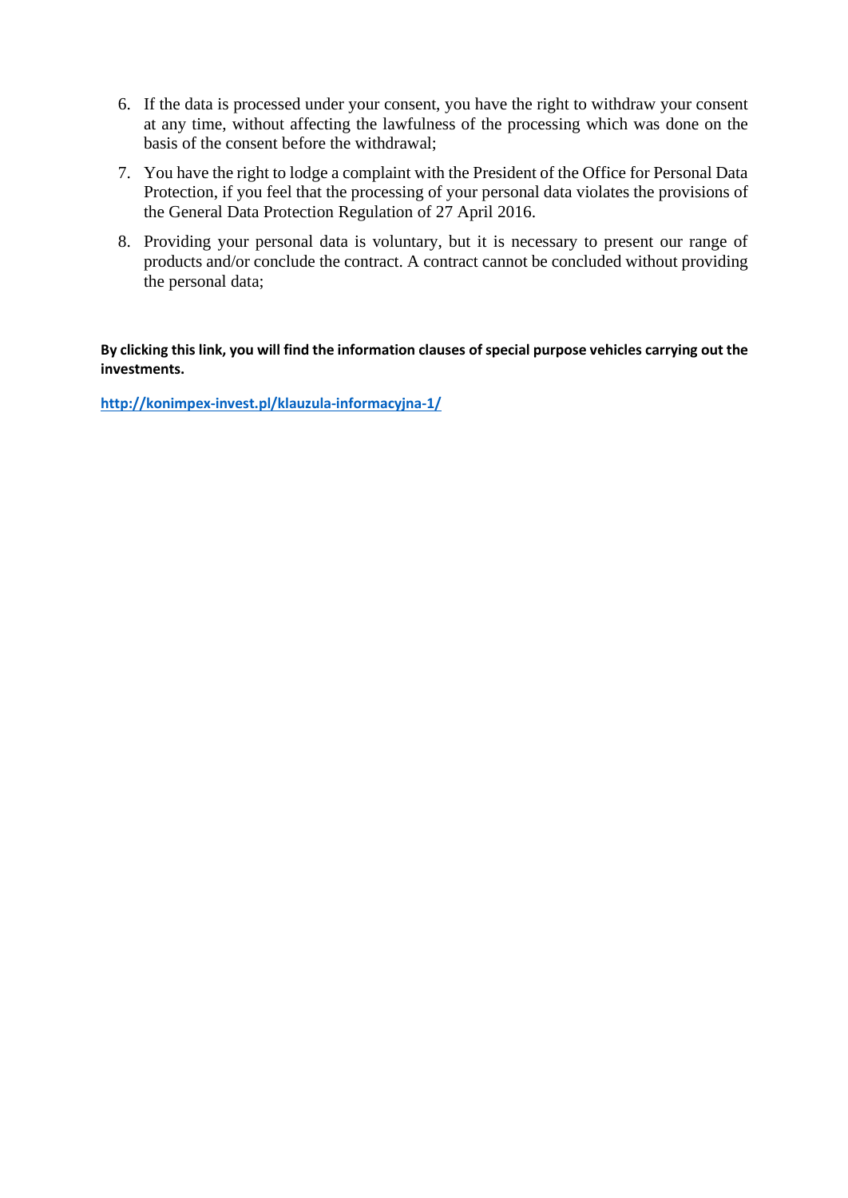6. If the data is processed under your consent, you have the right to withdraw your consent at any time, without affecting the lawfulness of the processing which was done on the basis of the consent before the withdrawal;
7. You have the right to lodge a complaint with the President of the Office for Personal Data Protection, if you feel that the processing of your personal data violates the provisions of the General Data Protection Regulation of 27 April 2016.
8. Providing your personal data is voluntary, but it is necessary to present our range of products and/or conclude the contract. A contract cannot be concluded without providing the personal data;

**By clicking this link, you will find the information clauses of special purpose vehicles carrying out the investments.**

**http://konimpex-invest.pl/klauzula-informacyjna-1/**